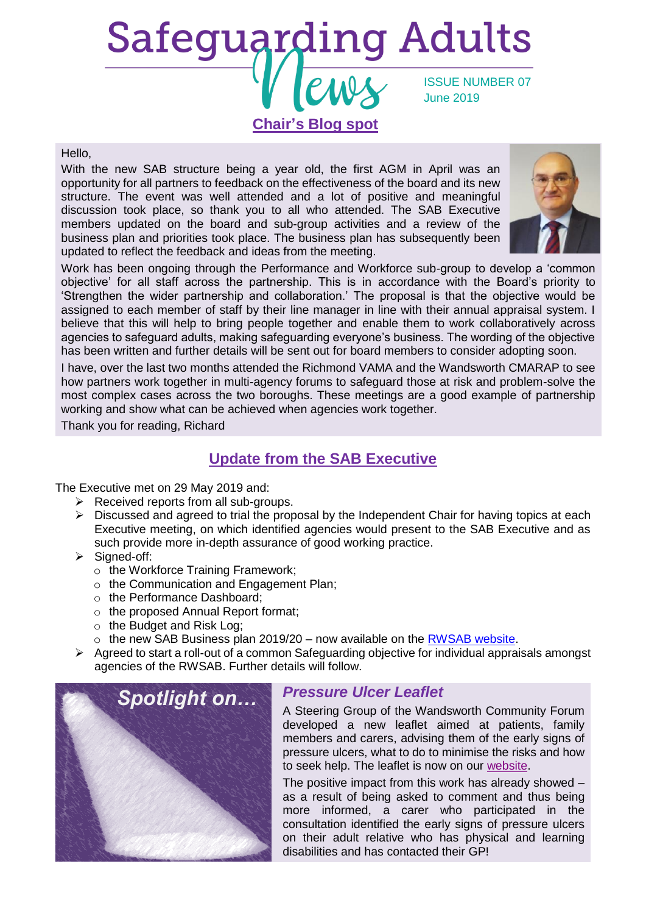# Safeguarding Adults News

ISSUE NUMBER 07
June 2019

## Chair's Blog spot

Hello,

With the new SAB structure being a year old, the first AGM in April was an opportunity for all partners to feedback on the effectiveness of the board and its new structure. The event was well attended and a lot of positive and meaningful discussion took place, so thank you to all who attended. The SAB Executive members updated on the board and sub-group activities and a review of the business plan and priorities took place. The business plan has subsequently been updated to reflect the feedback and ideas from the meeting.

Work has been ongoing through the Performance and Workforce sub-group to develop a 'common objective' for all staff across the partnership. This is in accordance with the Board's priority to 'Strengthen the wider partnership and collaboration.' The proposal is that the objective would be assigned to each member of staff by their line manager in line with their annual appraisal system. I believe that this will help to bring people together and enable them to work collaboratively across agencies to safeguard adults, making safeguarding everyone's business. The wording of the objective has been written and further details will be sent out for board members to consider adopting soon.

I have, over the last two months attended the Richmond VAMA and the Wandsworth CMARAP to see how partners work together in multi-agency forums to safeguard those at risk and problem-solve the most complex cases across the two boroughs. These meetings are a good example of partnership working and show what can be achieved when agencies work together.

Thank you for reading, Richard

## Update from the SAB Executive

The Executive met on 29 May 2019 and:

- Received reports from all sub-groups.
- Discussed and agreed to trial the proposal by the Independent Chair for having topics at each Executive meeting, on which identified agencies would present to the SAB Executive and as such provide more in-depth assurance of good working practice.
- Signed-off:
  - the Workforce Training Framework;
  - the Communication and Engagement Plan;
  - the Performance Dashboard;
  - the proposed Annual Report format;
  - the Budget and Risk Log;
  - the new SAB Business plan 2019/20 – now available on the RWSAB website.
- Agreed to start a roll-out of a common Safeguarding objective for individual appraisals amongst agencies of the RWSAB. Further details will follow.

## Spotlight on...

### *Pressure Ulcer Leaflet*

A Steering Group of the Wandsworth Community Forum developed a new leaflet aimed at patients, family members and carers, advising them of the early signs of pressure ulcers, what to do to minimise the risks and how to seek help. The leaflet is now on our website.

The positive impact from this work has already showed – as a result of being asked to comment and thus being more informed, a carer who participated in the consultation identified the early signs of pressure ulcers on their adult relative who has physical and learning disabilities and has contacted their GP!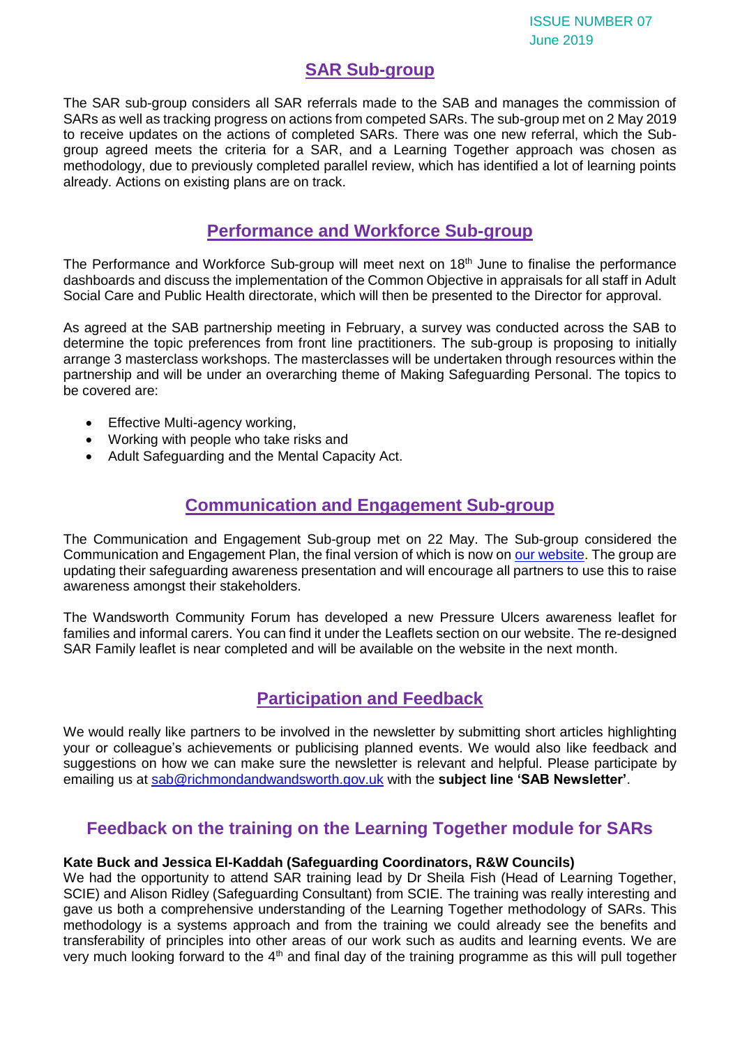## SAR Sub-group

The SAR sub-group considers all SAR referrals made to the SAB and manages the commission of SARs as well as tracking progress on actions from competed SARs. The sub-group met on 2 May 2019 to receive updates on the actions of completed SARs. There was one new referral, which the Sub-group agreed meets the criteria for a SAR, and a Learning Together approach was chosen as methodology, due to previously completed parallel review, which has identified a lot of learning points already. Actions on existing plans are on track.

## Performance and Workforce Sub-group

The Performance and Workforce Sub-group will meet next on 18th June to finalise the performance dashboards and discuss the implementation of the Common Objective in appraisals for all staff in Adult Social Care and Public Health directorate, which will then be presented to the Director for approval.

As agreed at the SAB partnership meeting in February, a survey was conducted across the SAB to determine the topic preferences from front line practitioners. The sub-group is proposing to initially arrange 3 masterclass workshops. The masterclasses will be undertaken through resources within the partnership and will be under an overarching theme of Making Safeguarding Personal. The topics to be covered are:

- Effective Multi-agency working,
- Working with people who take risks and
- Adult Safeguarding and the Mental Capacity Act.

## Communication and Engagement Sub-group

The Communication and Engagement Sub-group met on 22 May. The Sub-group considered the Communication and Engagement Plan, the final version of which is now on our website. The group are updating their safeguarding awareness presentation and will encourage all partners to use this to raise awareness amongst their stakeholders.

The Wandsworth Community Forum has developed a new Pressure Ulcers awareness leaflet for families and informal carers. You can find it under the Leaflets section on our website. The re-designed SAR Family leaflet is near completed and will be available on the website in the next month.

## Participation and Feedback

We would really like partners to be involved in the newsletter by submitting short articles highlighting your or colleague's achievements or publicising planned events. We would also like feedback and suggestions on how we can make sure the newsletter is relevant and helpful. Please participate by emailing us at sab@richmondandwandsworth.gov.uk with the **subject line 'SAB Newsletter'**.

## Feedback on the training on the Learning Together module for SARs

**Kate Buck and Jessica El-Kaddah (Safeguarding Coordinators, R&W Councils)**

We had the opportunity to attend SAR training lead by Dr Sheila Fish (Head of Learning Together, SCIE) and Alison Ridley (Safeguarding Consultant) from SCIE. The training was really interesting and gave us both a comprehensive understanding of the Learning Together methodology of SARs. This methodology is a systems approach and from the training we could already see the benefits and transferability of principles into other areas of our work such as audits and learning events. We are very much looking forward to the 4th and final day of the training programme as this will pull together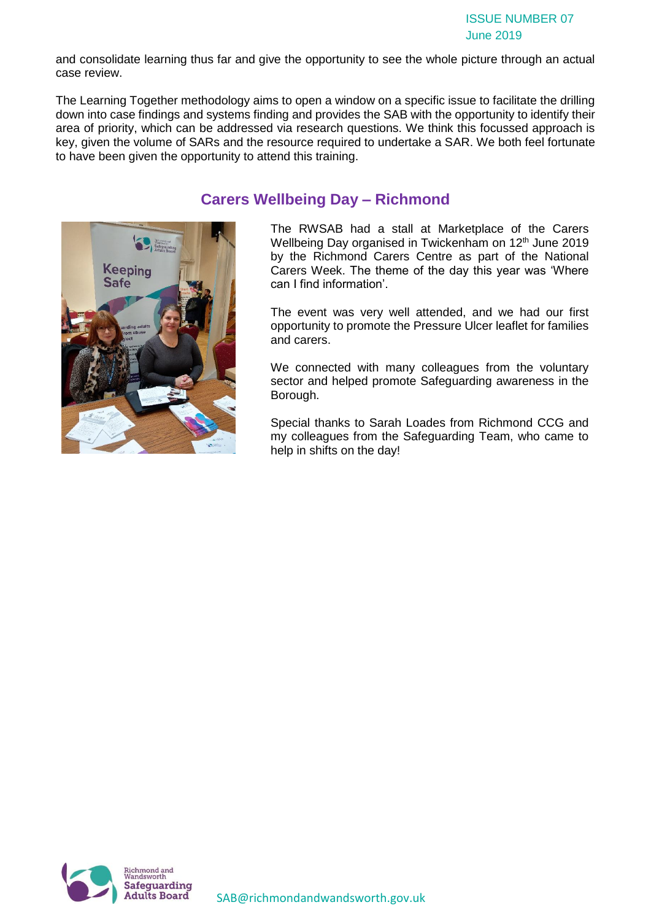and consolidate learning thus far and give the opportunity to see the whole picture through an actual case review.

The Learning Together methodology aims to open a window on a specific issue to facilitate the drilling down into case findings and systems finding and provides the SAB with the opportunity to identify their area of priority, which can be addressed via research questions. We think this focussed approach is key, given the volume of SARs and the resource required to undertake a SAR. We both feel fortunate to have been given the opportunity to attend this training.

## Carers Wellbeing Day – Richmond

The RWSAB had a stall at Marketplace of the Carers Wellbeing Day organised in Twickenham on 12th June 2019 by the Richmond Carers Centre as part of the National Carers Week. The theme of the day this year was 'Where can I find information'.

The event was very well attended, and we had our first opportunity to promote the Pressure Ulcer leaflet for families and carers.

We connected with many colleagues from the voluntary sector and helped promote Safeguarding awareness in the Borough.

Special thanks to Sarah Loades from Richmond CCG and my colleagues from the Safeguarding Team, who came to help in shifts on the day!